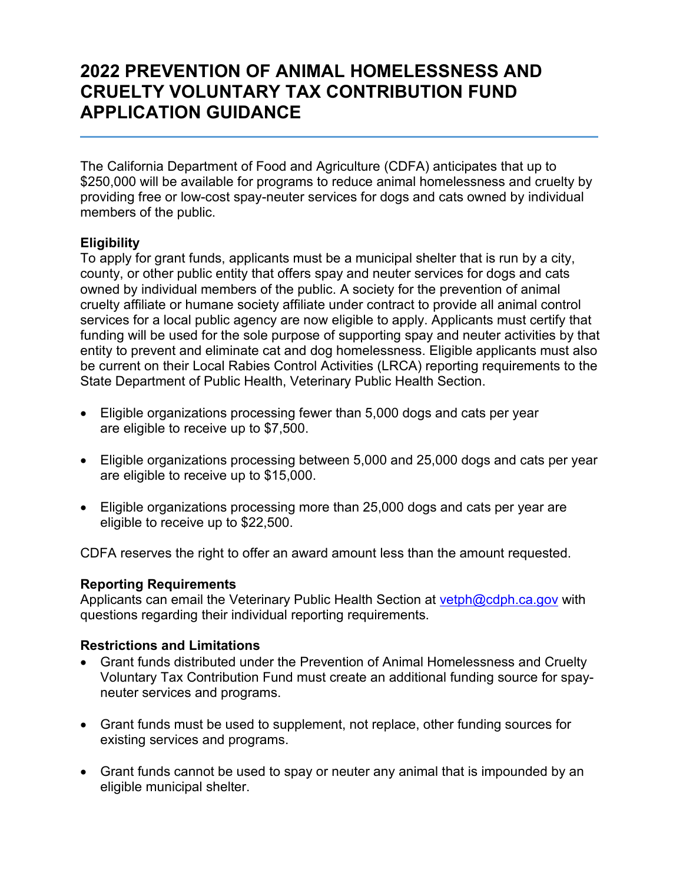# 2022 PREVENTION OF ANIMAL HOMELESSNESS AND CRUELTY VOLUNTARY TAX CONTRIBUTION FUND APPLICATION GUIDANCE

The California Department of Food and Agriculture (CDFA) anticipates that up to $250,000 will be available for programs to reduce animal homelessness and cruelty by providing free or low-cost spay-neuter services for dogs and cats owned by individual members of the public.

**Eligibility**

To apply for grant funds, applicants must be a municipal shelter that is run by a city, county, or other public entity that offers spay and neuter services for dogs and cats owned by individual members of the public. A society for the prevention of animal cruelty affiliate or humane society affiliate under contract to provide all animal control services for a local public agency are now eligible to apply. Applicants must certify that funding will be used for the sole purpose of supporting spay and neuter activities by that entity to prevent and eliminate cat and dog homelessness. Eligible applicants must also be current on their Local Rabies Control Activities (LRCA) reporting requirements to the State Department of Public Health, Veterinary Public Health Section.

- Eligible organizations processing fewer than 5,000 dogs and cats per year are eligible to receive up to $7,500.
- Eligible organizations processing between 5,000 and 25,000 dogs and cats per year are eligible to receive up to $15,000.
- Eligible organizations processing more than 25,000 dogs and cats per year are eligible to receive up to $22,500.

CDFA reserves the right to offer an award amount less than the amount requested.

**Reporting Requirements**

Applicants can email the Veterinary Public Health Section at [vetph@cdph.ca.gov](mailto:vetph@cdph.ca.gov) with questions regarding their individual reporting requirements.

**Restrictions and Limitations**

- Grant funds distributed under the Prevention of Animal Homelessness and Cruelty Voluntary Tax Contribution Fund must create an additional funding source for spay-neuter services and programs.
- Grant funds must be used to supplement, not replace, other funding sources for existing services and programs.
- Grant funds cannot be used to spay or neuter any animal that is impounded by an eligible municipal shelter.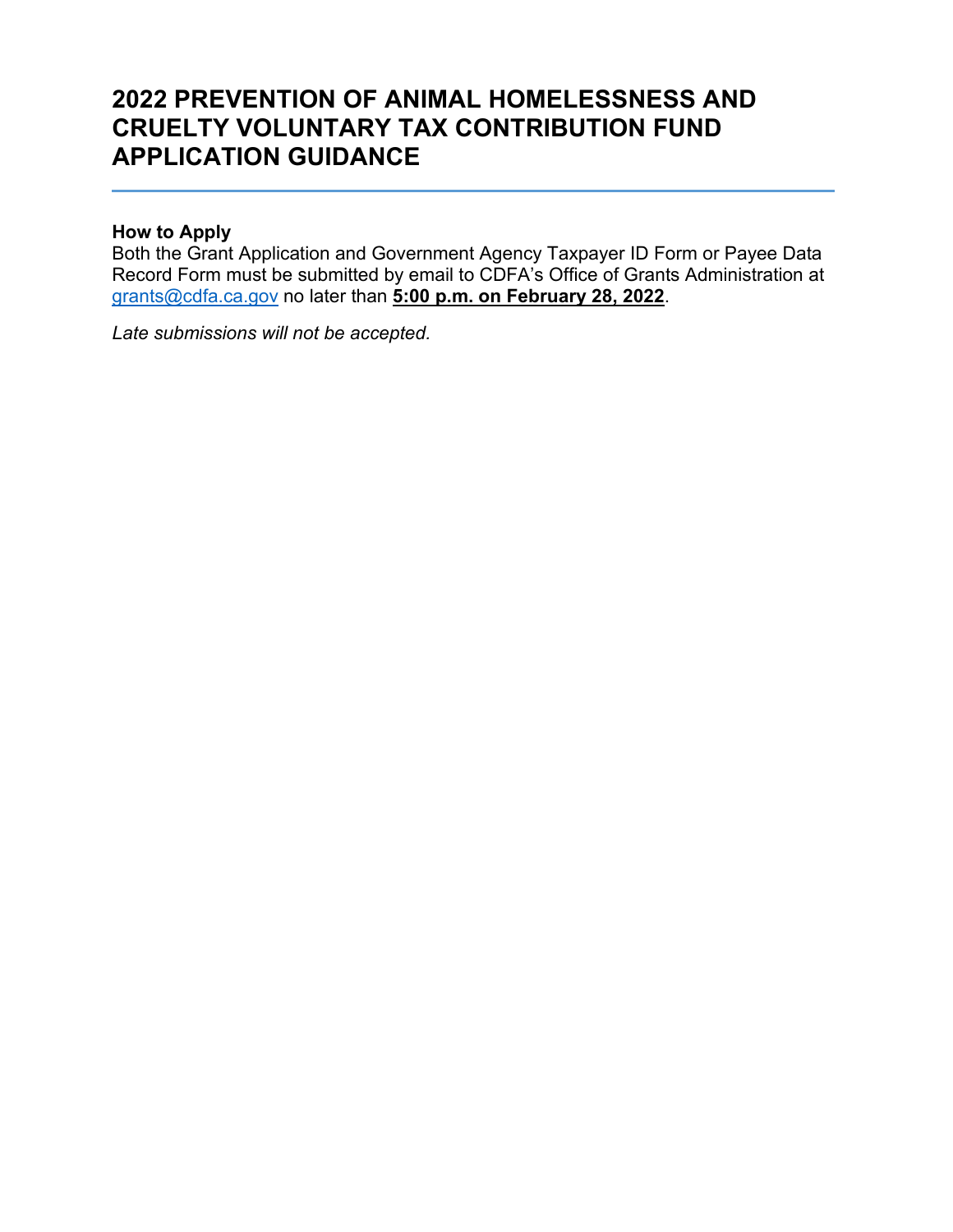# 2022 PREVENTION OF ANIMAL HOMELESSNESS AND CRUELTY VOLUNTARY TAX CONTRIBUTION FUND APPLICATION GUIDANCE

**How to Apply**
Both the Grant Application and Government Agency Taxpayer ID Form or Payee Data Record Form must be submitted by email to CDFA's Office of Grants Administration at grants@cdfa.ca.gov no later than **5:00 p.m. on February 28, 2022**.

*Late submissions will not be accepted.*